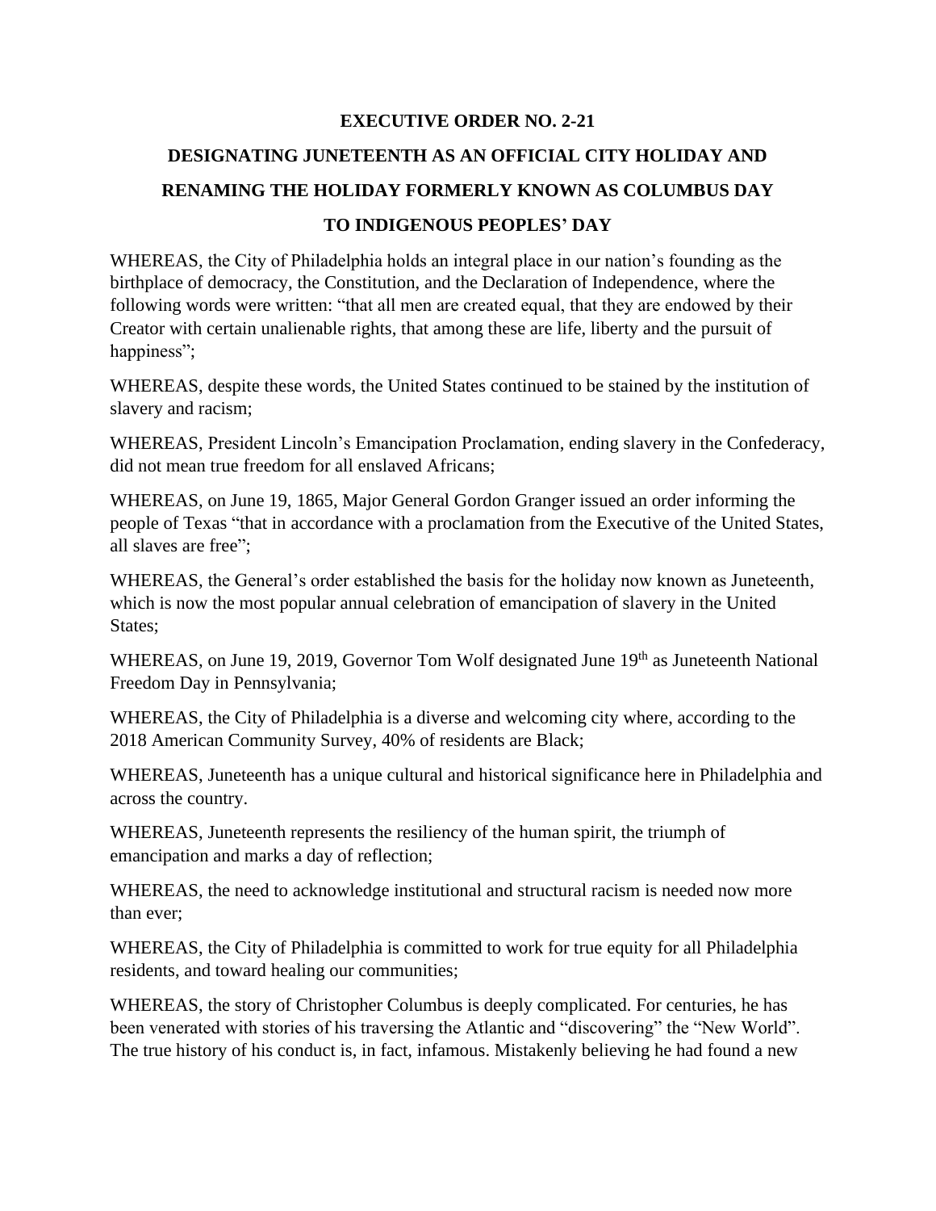# EXECUTIVE ORDER NO. 2-21

## DESIGNATING JUNETEENTH AS AN OFFICIAL CITY HOLIDAY AND RENAMING THE HOLIDAY FORMERLY KNOWN AS COLUMBUS DAY TO INDIGENOUS PEOPLES' DAY

WHEREAS, the City of Philadelphia holds an integral place in our nation's founding as the birthplace of democracy, the Constitution, and the Declaration of Independence, where the following words were written: "that all men are created equal, that they are endowed by their Creator with certain unalienable rights, that among these are life, liberty and the pursuit of happiness";

WHEREAS, despite these words, the United States continued to be stained by the institution of slavery and racism;

WHEREAS, President Lincoln's Emancipation Proclamation, ending slavery in the Confederacy, did not mean true freedom for all enslaved Africans;

WHEREAS, on June 19, 1865, Major General Gordon Granger issued an order informing the people of Texas "that in accordance with a proclamation from the Executive of the United States, all slaves are free";

WHEREAS, the General's order established the basis for the holiday now known as Juneteenth, which is now the most popular annual celebration of emancipation of slavery in the United States;

WHEREAS, on June 19, 2019, Governor Tom Wolf designated June 19th as Juneteenth National Freedom Day in Pennsylvania;

WHEREAS, the City of Philadelphia is a diverse and welcoming city where, according to the 2018 American Community Survey, 40% of residents are Black;

WHEREAS, Juneteenth has a unique cultural and historical significance here in Philadelphia and across the country.

WHEREAS, Juneteenth represents the resiliency of the human spirit, the triumph of emancipation and marks a day of reflection;

WHEREAS, the need to acknowledge institutional and structural racism is needed now more than ever;

WHEREAS, the City of Philadelphia is committed to work for true equity for all Philadelphia residents, and toward healing our communities;

WHEREAS, the story of Christopher Columbus is deeply complicated. For centuries, he has been venerated with stories of his traversing the Atlantic and "discovering" the "New World". The true history of his conduct is, in fact, infamous. Mistakenly believing he had found a new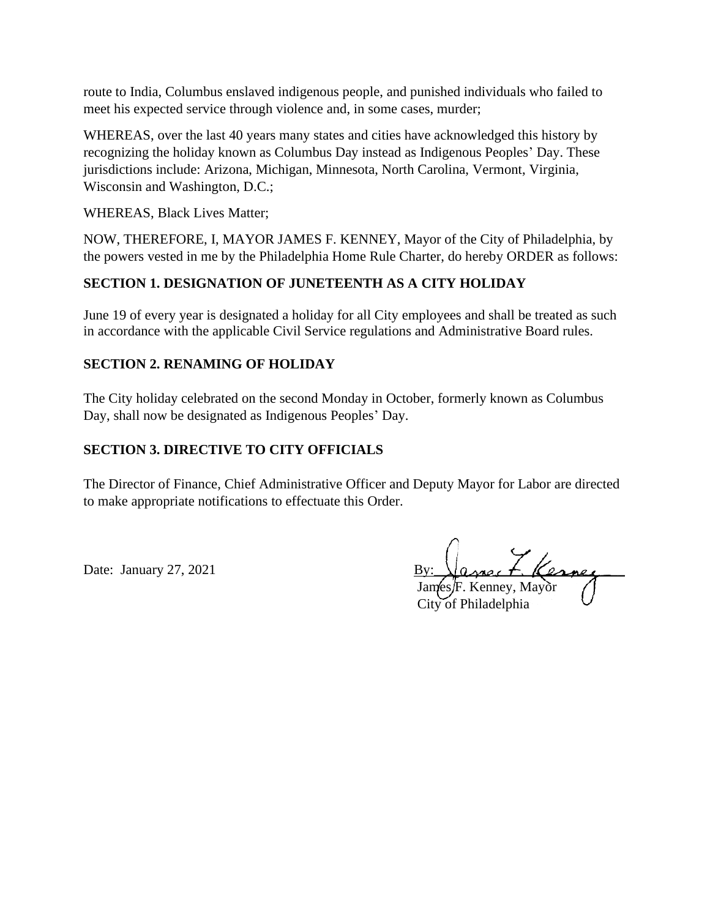route to India, Columbus enslaved indigenous people, and punished individuals who failed to meet his expected service through violence and, in some cases, murder;

WHEREAS, over the last 40 years many states and cities have acknowledged this history by recognizing the holiday known as Columbus Day instead as Indigenous Peoples' Day. These jurisdictions include: Arizona, Michigan, Minnesota, North Carolina, Vermont, Virginia, Wisconsin and Washington, D.C.;

WHEREAS, Black Lives Matter;

NOW, THEREFORE, I, MAYOR JAMES F. KENNEY, Mayor of the City of Philadelphia, by the powers vested in me by the Philadelphia Home Rule Charter, do hereby ORDER as follows:

## SECTION 1. DESIGNATION OF JUNETEENTH AS A CITY HOLIDAY

June 19 of every year is designated a holiday for all City employees and shall be treated as such in accordance with the applicable Civil Service regulations and Administrative Board rules.

## SECTION 2. RENAMING OF HOLIDAY

The City holiday celebrated on the second Monday in October, formerly known as Columbus Day, shall now be designated as Indigenous Peoples' Day.

## SECTION 3. DIRECTIVE TO CITY OFFICIALS

The Director of Finance, Chief Administrative Officer and Deputy Mayor for Labor are directed to make appropriate notifications to effectuate this Order.

Date: January 27, 2021

By: James F. Kenney

James F. Kenney, Mayor
City of Philadelphia